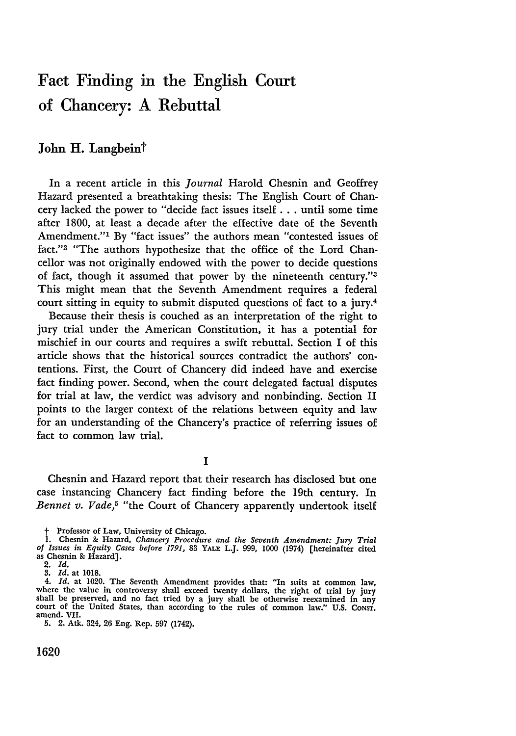# Fact Finding in the English Court of Chancery: A Rebuttal

**John H. Langbein†**

In a recent article in this *Journal* Harold Chesnin and Geoffrey Hazard presented a breathtaking thesis: The English Court of Chancery lacked the power to "decide fact issues itself . . . until some time after 1800, at least a decade after the effective date of the Seventh Amendment."[1] By "fact issues" the authors mean "contested issues of fact."[2] "The authors hypothesize that the office of the Lord Chancellor was not originally endowed with the power to decide questions of fact, though it assumed that power by the nineteenth century."[3] This might mean that the Seventh Amendment requires a federal court sitting in equity to submit disputed questions of fact to a jury.[4]

Because their thesis is couched as an interpretation of the right to jury trial under the American Constitution, it has a potential for mischief in our courts and requires a swift rebuttal. Section I of this article shows that the historical sources contradict the authors' contentions. First, the Court of Chancery did indeed have and exercise fact finding power. Second, when the court delegated factual disputes for trial at law, the verdict was advisory and nonbinding. Section II points to the larger context of the relations between equity and law for an understanding of the Chancery's practice of referring issues of fact to common law trial.

## I

Chesnin and Hazard report that their research has disclosed but one case instancing Chancery fact finding before the 19th century. In *Bennet v. Vade*,[5] "the Court of Chancery apparently undertook itself

---

† Professor of Law, University of Chicago.

1. Chesnin & Hazard, *Chancery Procedure and the Seventh Amendment: Jury Trial of Issues in Equity Cases before 1791*, 83 YALE L.J. 999, 1000 (1974) [hereinafter cited as Chesnin & Hazard].

2. *Id.*

3. *Id.* at 1018.

4. *Id.* at 1020. The Seventh Amendment provides that: "In suits at common law, where the value in controversy shall exceed twenty dollars, the right of trial by jury shall be preserved, and no fact tried by a jury shall be otherwise reexamined in any court of the United States, than according to the rules of common law." U.S. CONST. amend. VII.

5. 2. Atk. 324, 26 Eng. Rep. 597 (1742).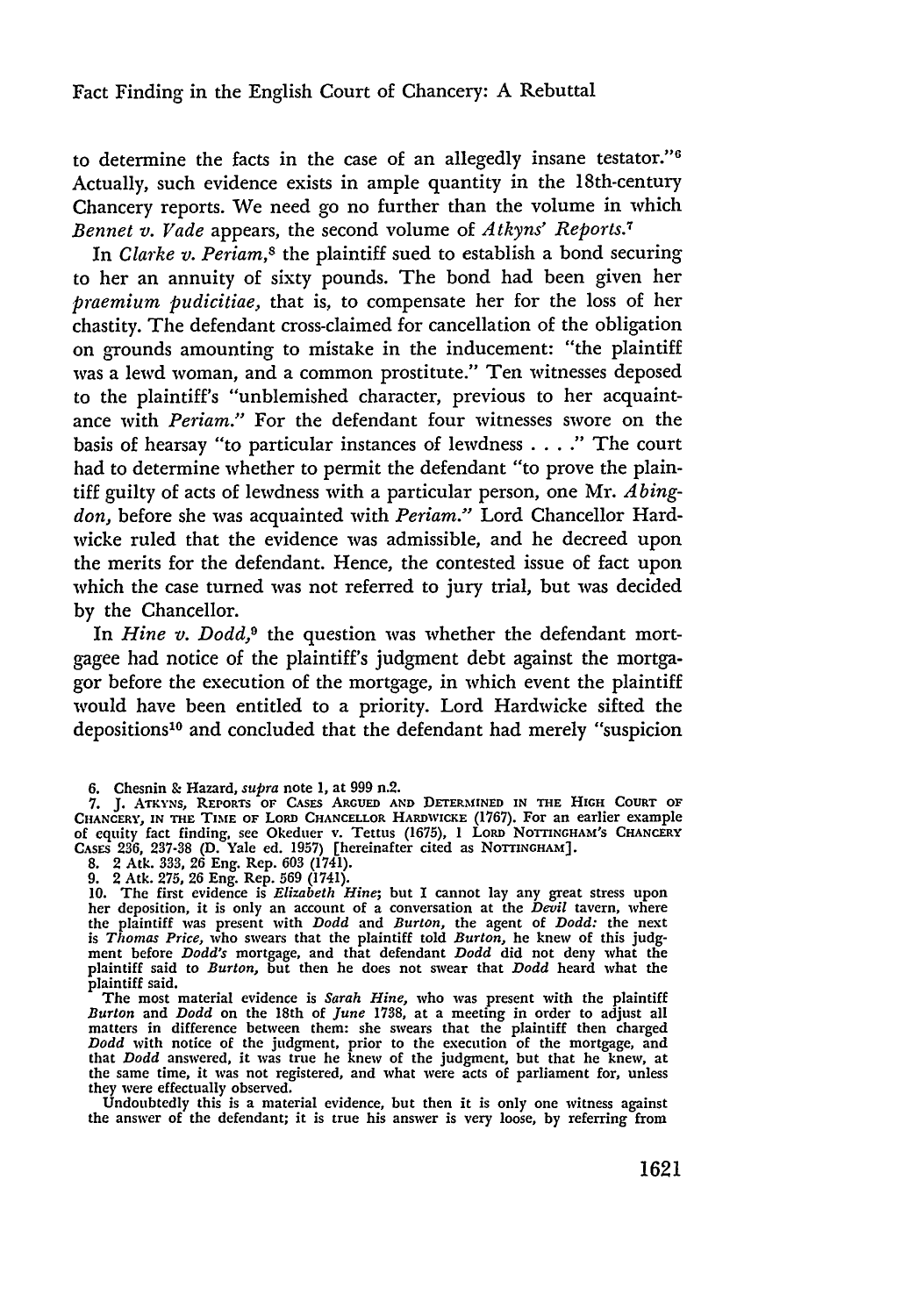to determine the facts in the case of an allegedly insane testator."[6] Actually, such evidence exists in ample quantity in the 18th-century Chancery reports. We need go no further than the volume in which *Bennet v. Vade* appears, the second volume of *Atkyns' Reports*.[7]

In *Clarke v. Periam*,[8] the plaintiff sued to establish a bond securing to her an annuity of sixty pounds. The bond had been given her *praemium pudicitiae*, that is, to compensate her for the loss of her chastity. The defendant cross-claimed for cancellation of the obligation on grounds amounting to mistake in the inducement: "the plaintiff was a lewd woman, and a common prostitute." Ten witnesses deposed to the plaintiff's "unblemished character, previous to her acquaintance with *Periam*." For the defendant four witnesses swore on the basis of hearsay "to particular instances of lewdness . . . ." The court had to determine whether to permit the defendant "to prove the plaintiff guilty of acts of lewdness with a particular person, one Mr. *Abingdon*, before she was acquainted with *Periam*." Lord Chancellor Hardwicke ruled that the evidence was admissible, and he decreed upon the merits for the defendant. Hence, the contested issue of fact upon which the case turned was not referred to jury trial, but was decided by the Chancellor.

In *Hine v. Dodd*,[9] the question was whether the defendant mortgagee had notice of the plaintiff's judgment debt against the mortgagor before the execution of the mortgage, in which event the plaintiff would have been entitled to a priority. Lord Hardwicke sifted the depositions[10] and concluded that the defendant had merely "suspicion

---

6. Chesnin & Hazard, *supra* note 1, at 999 n.2.

7. J. ATKYNS, REPORTS OF CASES ARGUED AND DETERMINED IN THE HIGH COURT OF CHANCERY, IN THE TIME OF LORD CHANCELLOR HARDWICKE (1767). For an earlier example of equity fact finding, see Okeduer v. Tettus (1675), 1 LORD NOTTINGHAM'S CHANCERY CASES 236, 237-38 (D. Yale ed. 1957) [hereinafter cited as NOTTINGHAM].

8. 2 Atk. 333, 26 Eng. Rep. 603 (1741).

9. 2 Atk. 275, 26 Eng. Rep. 569 (1741).

10. The first evidence is *Elizabeth Hine*; but I cannot lay any great stress upon her deposition, it is only an account of a conversation at the *Devil* tavern, where the plaintiff was present with *Dodd* and *Burton*, the agent of *Dodd*: the next is *Thomas Price*, who swears that the plaintiff told *Burton*, he knew of this judgment before *Dodd's* mortgage, and that defendant *Dodd* did not deny what the plaintiff said to *Burton*, but then he does not swear that *Dodd* heard what the plaintiff said.

The most material evidence is *Sarah Hine*, who was present with the plaintiff *Burton* and *Dodd* on the 18th of *June* 1738, at a meeting in order to adjust all matters in difference between them: she swears that the plaintiff then charged *Dodd* with notice of the judgment, prior to the execution of the mortgage, and that *Dodd* answered, it was true he knew of the judgment, but that he knew, at the same time, it was not registered, and what were acts of parliament for, unless they were effectually observed.

Undoubtedly this is a material evidence, but then it is only one witness against the answer of the defendant; it is true his answer is very loose, by referring from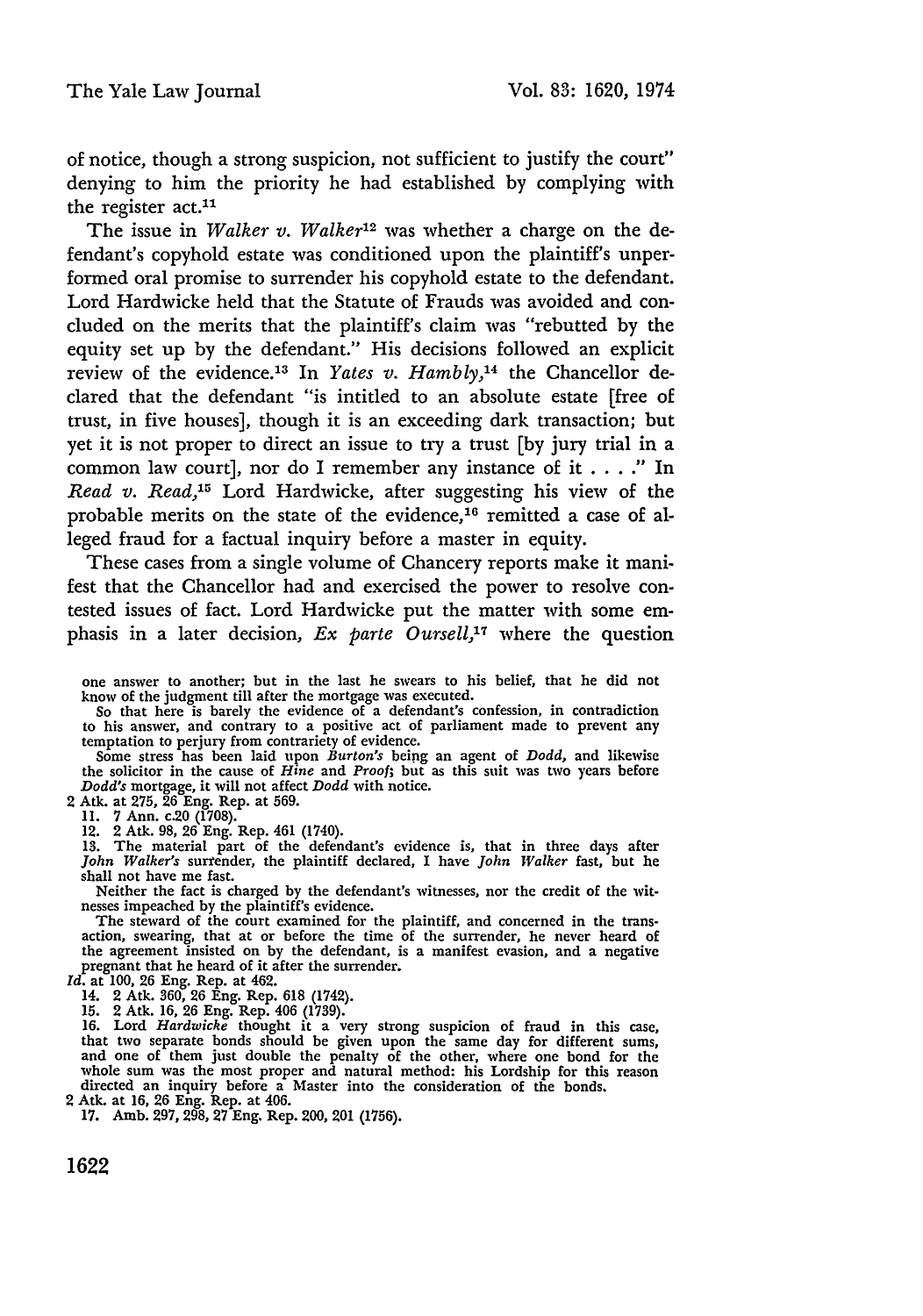of notice, though a strong suspicion, not sufficient to justify the court" denying to him the priority he had established by complying with the register act.[11]

The issue in *Walker v. Walker*[12] was whether a charge on the defendant's copyhold estate was conditioned upon the plaintiff's unperformed oral promise to surrender his copyhold estate to the defendant. Lord Hardwicke held that the Statute of Frauds was avoided and concluded on the merits that the plaintiff's claim was "rebutted by the equity set up by the defendant." His decisions followed an explicit review of the evidence.[13] In *Yates v. Hambly*,[14] the Chancellor declared that the defendant "is intitled to an absolute estate [free of trust, in five houses], though it is an exceeding dark transaction; but yet it is not proper to direct an issue to try a trust [by jury trial in a common law court], nor do I remember any instance of it . . . ." In *Read v. Read*,[15] Lord Hardwicke, after suggesting his view of the probable merits on the state of the evidence,[16] remitted a case of alleged fraud for a factual inquiry before a master in equity.

These cases from a single volume of Chancery reports make it manifest that the Chancellor had and exercised the power to resolve contested issues of fact. Lord Hardwicke put the matter with some emphasis in a later decision, *Ex parte Oursell*,[17] where the question

---

one answer to another; but in the last he swears to his belief, that he did not know of the judgment till after the mortgage was executed.

So that here is barely the evidence of a defendant's confession, in contradiction to his answer, and contrary to a positive act of parliament made to prevent any temptation to perjury from contrariety of evidence.

Some stress has been laid upon *Burton's* being an agent of *Dodd*, and likewise the solicitor in the cause of *Hine* and *Proof*; but as this suit was two years before *Dodd's* mortgage, it will not affect *Dodd* with notice.

2 Atk. at 275, 26 Eng. Rep. at 569.

11. 7 Ann. c.20 (1708).

12. 2 Atk. 98, 26 Eng. Rep. 461 (1740).

13. The material part of the defendant's evidence is, that in three days after *John Walker's* surrender, the plaintiff declared, I have *John Walker* fast, but he shall not have me fast.

Neither the fact is charged by the defendant's witnesses, nor the credit of the witnesses impeached by the plaintiff's evidence.

The steward of the court examined for the plaintiff, and concerned in the transaction, swearing, that at or before the time of the surrender, he never heard of the agreement insisted on by the defendant, is a manifest evasion, and a negative pregnant that he heard of it after the surrender.

*Id.* at 100, 26 Eng. Rep. at 462.

14. 2 Atk. 360, 26 Eng. Rep. 618 (1742).

15. 2 Atk. 16, 26 Eng. Rep. 406 (1739).

16. Lord *Hardwicke* thought it a very strong suspicion of fraud in this case, that two separate bonds should be given upon the same day for different sums, and one of them just double the penalty of the other, where one bond for the whole sum was the most proper and natural method: his Lordship for this reason directed an inquiry before a Master into the consideration of the bonds.

2 Atk. at 16, 26 Eng. Rep. at 406.

17. Amb. 297, 298, 27 Eng. Rep. 200, 201 (1756).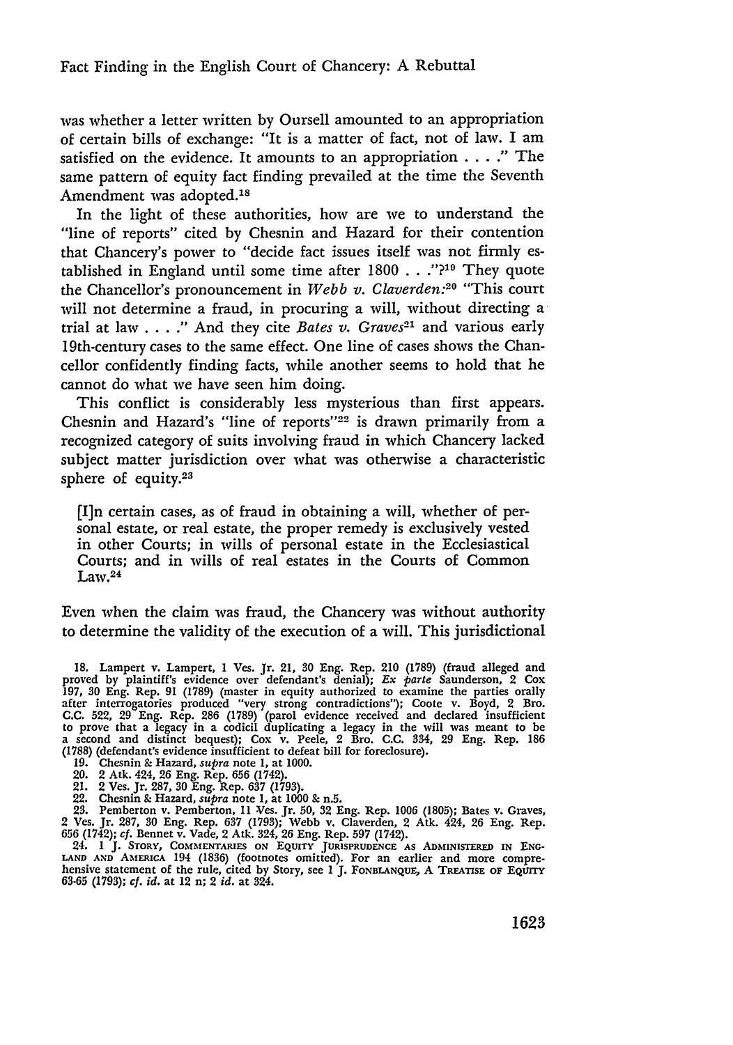was whether a letter written by Oursell amounted to an appropriation of certain bills of exchange: "It is a matter of fact, not of law. I am satisfied on the evidence. It amounts to an appropriation . . . ." The same pattern of equity fact finding prevailed at the time the Seventh Amendment was adopted.[18]

In the light of these authorities, how are we to understand the "line of reports" cited by Chesnin and Hazard for their contention that Chancery's power to "decide fact issues itself was not firmly established in England until some time after 1800 . . ."?[19] They quote the Chancellor's pronouncement in *Webb v. Claverden*:[20] "This court will not determine a fraud, in procuring a will, without directing a trial at law . . . ." And they cite *Bates v. Graves*[21] and various early 19th-century cases to the same effect. One line of cases shows the Chancellor confidently finding facts, while another seems to hold that he cannot do what we have seen him doing.

This conflict is considerably less mysterious than first appears. Chesnin and Hazard's "line of reports"[22] is drawn primarily from a recognized category of suits involving fraud in which Chancery lacked subject matter jurisdiction over what was otherwise a characteristic sphere of equity.[23]

> [I]n certain cases, as of fraud in obtaining a will, whether of personal estate, or real estate, the proper remedy is exclusively vested in other Courts; in wills of personal estate in the Ecclesiastical Courts; and in wills of real estates in the Courts of Common Law.[24]

Even when the claim was fraud, the Chancery was without authority to determine the validity of the execution of a will. This jurisdictional

18. Lampert v. Lampert, 1 Ves. Jr. 21, 30 Eng. Rep. 210 (1789) (fraud alleged and proved by plaintiff's evidence over defendant's denial); *Ex parte* Saunderson, 2 Cox 197, 30 Eng. Rep. 91 (1789) (master in equity authorized to examine the parties orally after interrogatories produced "very strong contradictions"); Coote v. Boyd, 2 Bro. C.C. 522, 29 Eng. Rep. 286 (1789) (parol evidence received and declared insufficient to prove that a legacy in a codicil duplicating a legacy in the will was meant to be a second and distinct bequest); Cox v. Peele, 2 Bro. C.C. 334, 29 Eng. Rep. 186 (1788) (defendant's evidence insufficient to defeat bill for foreclosure).

19. Chesnin & Hazard, *supra* note 1, at 1000.

20. 2 Atk. 424, 26 Eng. Rep. 656 (1742).

21. 2 Ves. Jr. 287, 30 Eng. Rep. 637 (1793).

22. Chesnin & Hazard, *supra* note 1, at 1000 & n.5.

23. Pemberton v. Pemberton, 11 Ves. Jr. 50, 32 Eng. Rep. 1006 (1805); Bates v. Graves, 2 Ves. Jr. 287, 30 Eng. Rep. 637 (1793); Webb v. Claverden, 2 Atk. 424, 26 Eng. Rep. 656 (1742); *cf.* Bennet v. Vade, 2 Atk. 324, 26 Eng. Rep. 597 (1742).

24. 1 J. Story, Commentaries on Equity Jurisprudence as Administered in England and America 194 (1836) (footnotes omitted). For an earlier and more comprehensive statement of the rule, cited by Story, see 1 J. Fonblanque, A Treatise of Equity 63-65 (1793); *cf. id.* at 12 n; 2 *id.* at 324.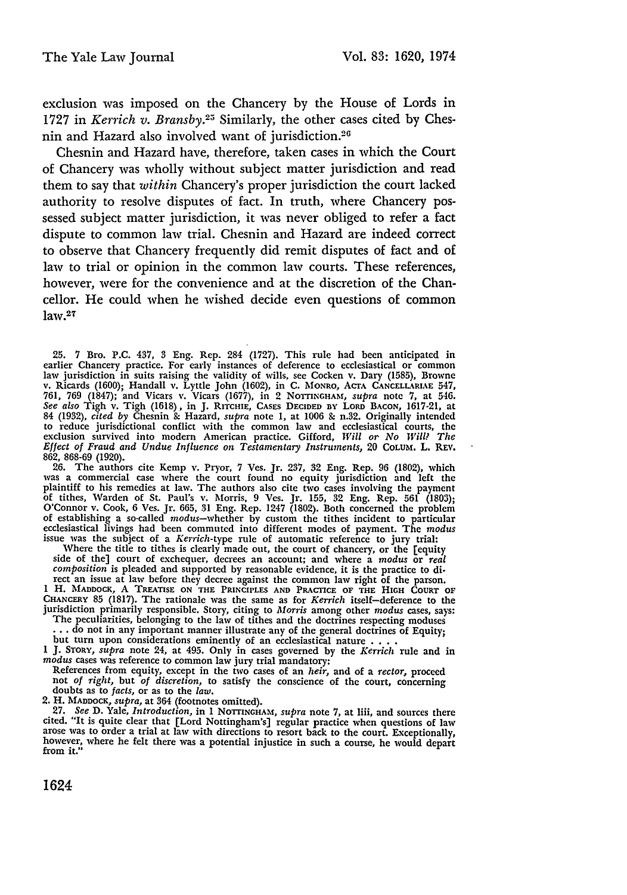exclusion was imposed on the Chancery by the House of Lords in 1727 in *Kerrich v. Bransby*.[25] Similarly, the other cases cited by Chesnin and Hazard also involved want of jurisdiction.[26]

Chesnin and Hazard have, therefore, taken cases in which the Court of Chancery was wholly without subject matter jurisdiction and read them to say that *within* Chancery's proper jurisdiction the court lacked authority to resolve disputes of fact. In truth, where Chancery possessed subject matter jurisdiction, it was never obliged to refer a fact dispute to common law trial. Chesnin and Hazard are indeed correct to observe that Chancery frequently did remit disputes of fact and of law to trial or opinion in the common law courts. These references, however, were for the convenience and at the discretion of the Chancellor. He could when he wished decide even questions of common law.[27]

25. 7 Bro. P.C. 437, 3 Eng. Rep. 284 (1727). This rule had been anticipated in earlier Chancery practice. For early instances of deference to ecclesiastical or common law jurisdiction in suits raising the validity of wills, see Cocken v. Dary (1585), Browne v. Ricards (1600); Handall v. Lyttle John (1602), in C. Monro, Acta Cancellariae 547, 761, 769 (1847); and Vicars v. Vicars (1677), in 2 Nottingham, *supra* note 7, at 546. *See also* Tigh v. Tigh (1618), in J. Ritchie, Cases Decided by Lord Bacon, 1617-21, at 84 (1932), *cited by* Chesnin & Hazard, *supra* note 1, at 1006 & n.32. Originally intended to reduce jurisdictional conflict with the common law and ecclesiastical courts, the exclusion survived into modern American practice. Gifford, *Will or No Will? The Effect of Fraud and Undue Influence on Testamentary Instruments*, 20 Colum. L. Rev. 862, 868-69 (1920).

26. The authors cite Kemp v. Pryor, 7 Ves. Jr. 237, 32 Eng. Rep. 96 (1802), which was a commercial case where the court found no equity jurisdiction and left the plaintiff to his remedies at law. The authors also cite two cases involving the payment of tithes, Warden of St. Paul's v. Morris, 9 Ves. Jr. 155, 32 Eng. Rep. 561 (1803); O'Connor v. Cook, 6 Ves. Jr. 665, 31 Eng. Rep. 1247 (1802). Both concerned the problem of establishing a so-called *modus*—whether by custom the tithes incident to particular ecclesiastical livings had been commuted into different modes of payment. The *modus* issue was the subject of a *Kerrich*-type rule of automatic reference to jury trial:

> Where the title to tithes is clearly made out, the court of chancery, or the [equity side of the] court of exchequer, decrees an account; and where a *modus* or *real composition* is pleaded and supported by reasonable evidence, it is the practice to direct an issue at law before they decree against the common law right of the parson.

1 H. Maddock, A Treatise on the Principles and Practice of the High Court of Chancery 85 (1817). The rationale was the same as for *Kerrich* itself—deference to the jurisdiction primarily responsible. Story, citing to *Morris* among other *modus* cases, says:

> The peculiarities, belonging to the law of tithes and the doctrines respecting moduses . . . do not in any important manner illustrate any of the general doctrines of Equity; but turn upon considerations eminently of an ecclesiastical nature . . . .

1 J. Story, *supra* note 24, at 495. Only in cases governed by the *Kerrich* rule and in *modus* cases was reference to common law jury trial mandatory:

> References from equity, except in the two cases of an *heir*, and of a *rector*, proceed not *of right*, but *of discretion*, to satisfy the conscience of the court, concerning doubts as to *facts*, or as to the *law*.

2. H. Maddock, *supra*, at 364 (footnotes omitted).

27. *See* D. Yale, *Introduction*, in 1 Nottingham, *supra* note 7, at liii, and sources there cited. "It is quite clear that [Lord Nottingham's] regular practice when questions of law arose was to order a trial at law with directions to resort back to the court. Exceptionally, however, where he felt there was a potential injustice in such a course, he would depart from it."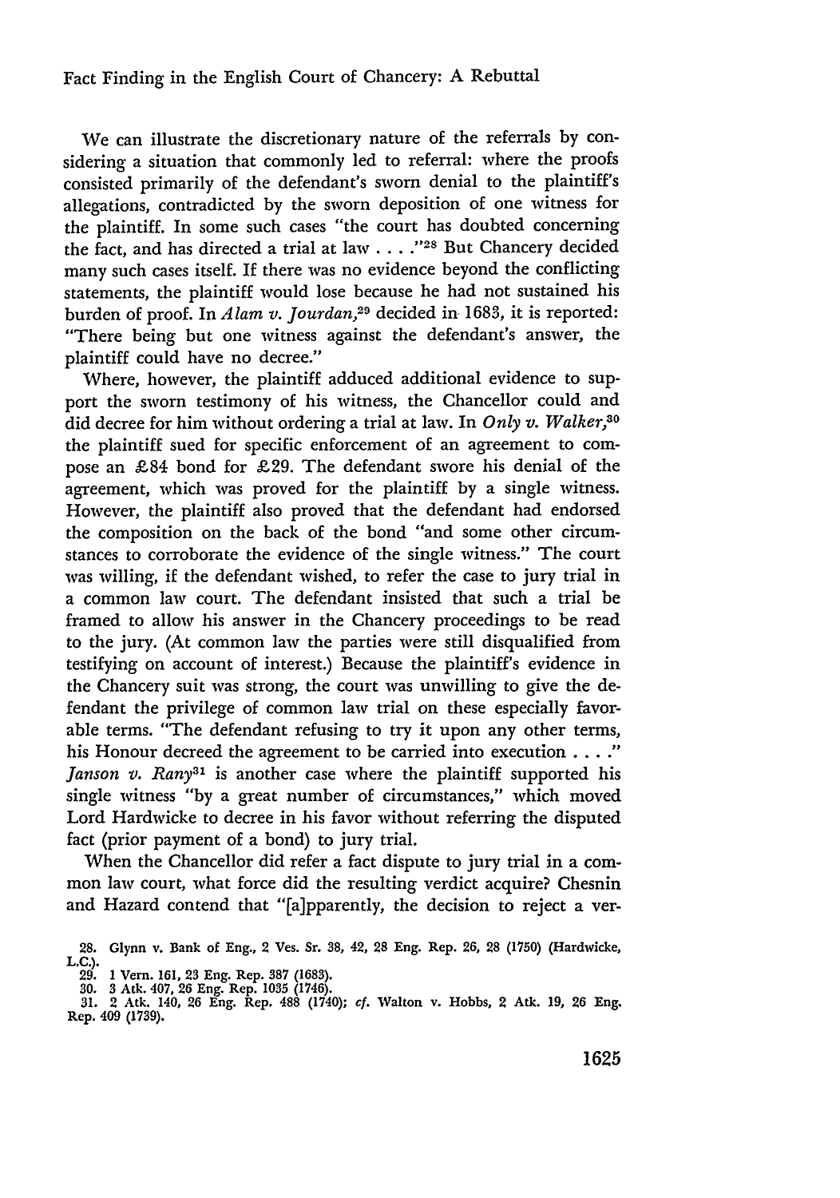We can illustrate the discretionary nature of the referrals by considering a situation that commonly led to referral: where the proofs consisted primarily of the defendant's sworn denial to the plaintiff's allegations, contradicted by the sworn deposition of one witness for the plaintiff. In some such cases "the court has doubted concerning the fact, and has directed a trial at law . . . ."[28] But Chancery decided many such cases itself. If there was no evidence beyond the conflicting statements, the plaintiff would lose because he had not sustained his burden of proof. In *Alam v. Jourdan*,[29] decided in 1683, it is reported: "There being but one witness against the defendant's answer, the plaintiff could have no decree."

Where, however, the plaintiff adduced additional evidence to support the sworn testimony of his witness, the Chancellor could and did decree for him without ordering a trial at law. In *Only v. Walker*,[30] the plaintiff sued for specific enforcement of an agreement to compose an £84 bond for £29. The defendant swore his denial of the agreement, which was proved for the plaintiff by a single witness. However, the plaintiff also proved that the defendant had endorsed the composition on the back of the bond "and some other circumstances to corroborate the evidence of the single witness." The court was willing, if the defendant wished, to refer the case to jury trial in a common law court. The defendant insisted that such a trial be framed to allow his answer in the Chancery proceedings to be read to the jury. (At common law the parties were still disqualified from testifying on account of interest.) Because the plaintiff's evidence in the Chancery suit was strong, the court was unwilling to give the defendant the privilege of common law trial on these especially favorable terms. "The defendant refusing to try it upon any other terms, his Honour decreed the agreement to be carried into execution . . . ." *Janson v. Rany*[31] is another case where the plaintiff supported his single witness "by a great number of circumstances," which moved Lord Hardwicke to decree in his favor without referring the disputed fact (prior payment of a bond) to jury trial.

When the Chancellor did refer a fact dispute to jury trial in a common law court, what force did the resulting verdict acquire? Chesnin and Hazard contend that "[a]pparently, the decision to reject a ver-

---

28. Glynn v. Bank of Eng., 2 Ves. Sr. 38, 42, 28 Eng. Rep. 26, 28 (1750) (Hardwicke, L.C.).

29. 1 Vern. 161, 23 Eng. Rep. 387 (1683).

30. 3 Atk. 407, 26 Eng. Rep. 1035 (1746).

31. 2 Atk. 140, 26 Eng. Rep. 488 (1740); *cf.* Walton v. Hobbs, 2 Atk. 19, 26 Eng. Rep. 409 (1739).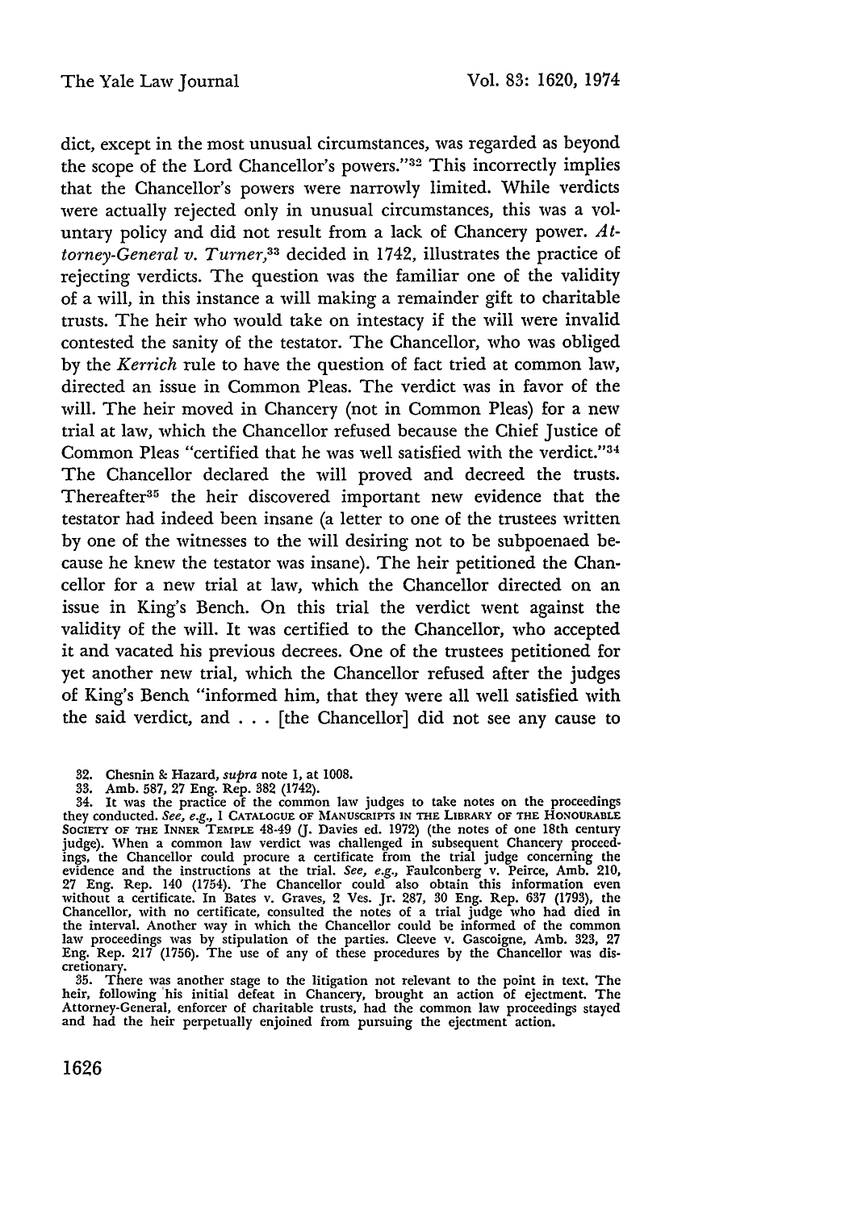dict, except in the most unusual circumstances, was regarded as beyond the scope of the Lord Chancellor's powers."[32] This incorrectly implies that the Chancellor's powers were narrowly limited. While verdicts were actually rejected only in unusual circumstances, this was a voluntary policy and did not result from a lack of Chancery power. *Attorney-General v. Turner*,[33] decided in 1742, illustrates the practice of rejecting verdicts. The question was the familiar one of the validity of a will, in this instance a will making a remainder gift to charitable trusts. The heir who would take on intestacy if the will were invalid contested the sanity of the testator. The Chancellor, who was obliged by the *Kerrich* rule to have the question of fact tried at common law, directed an issue in Common Pleas. The verdict was in favor of the will. The heir moved in Chancery (not in Common Pleas) for a new trial at law, which the Chancellor refused because the Chief Justice of Common Pleas "certified that he was well satisfied with the verdict."[34] The Chancellor declared the will proved and decreed the trusts. Thereafter[35] the heir discovered important new evidence that the testator had indeed been insane (a letter to one of the trustees written by one of the witnesses to the will desiring not to be subpoenaed because he knew the testator was insane). The heir petitioned the Chancellor for a new trial at law, which the Chancellor directed on an issue in King's Bench. On this trial the verdict went against the validity of the will. It was certified to the Chancellor, who accepted it and vacated his previous decrees. One of the trustees petitioned for yet another new trial, which the Chancellor refused after the judges of King's Bench "informed him, that they were all well satisfied with the said verdict, and . . . [the Chancellor] did not see any cause to

32. Chesnin & Hazard, *supra* note 1, at 1008.

33. Amb. 587, 27 Eng. Rep. 382 (1742).

34. It was the practice of the common law judges to take notes on the proceedings they conducted. *See, e.g.*, 1 CATALOGUE OF MANUSCRIPTS IN THE LIBRARY OF THE HONOURABLE SOCIETY OF THE INNER TEMPLE 48-49 (J. Davies ed. 1972) (the notes of one 18th century judge). When a common law verdict was challenged in subsequent Chancery proceedings, the Chancellor could procure a certificate from the trial judge concerning the evidence and the instructions at the trial. *See, e.g.*, Faulconberg v. Peirce, Amb. 210, 27 Eng. Rep. 140 (1754). The Chancellor could also obtain this information even without a certificate. In Bates v. Graves, 2 Ves. Jr. 287, 30 Eng. Rep. 637 (1793), the Chancellor, with no certificate, consulted the notes of a trial judge who had died in the interval. Another way in which the Chancellor could be informed of the common law proceedings was by stipulation of the parties. Cleeve v. Gascoigne, Amb. 323, 27 Eng. Rep. 217 (1756). The use of any of these procedures by the Chancellor was discretionary.

35. There was another stage to the litigation not relevant to the point in text. The heir, following his initial defeat in Chancery, brought an action of ejectment. The Attorney-General, enforcer of charitable trusts, had the common law proceedings stayed and had the heir perpetually enjoined from pursuing the ejectment action.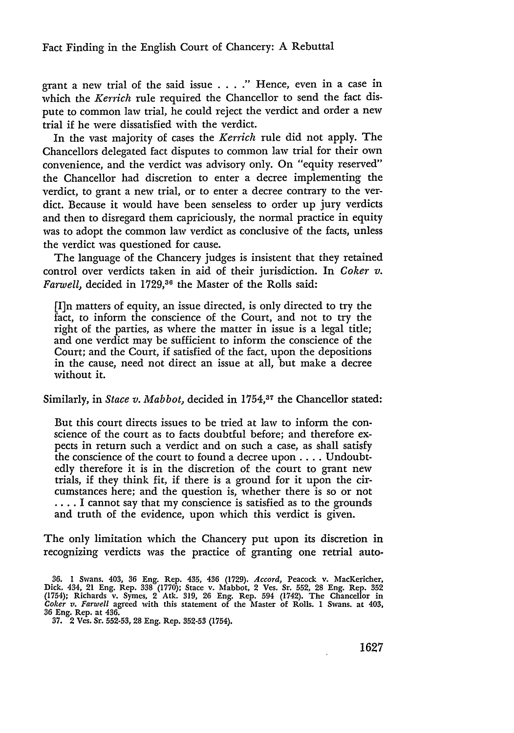grant a new trial of the said issue . . . ." Hence, even in a case in which the *Kerrich* rule required the Chancellor to send the fact dispute to common law trial, he could reject the verdict and order a new trial if he were dissatisfied with the verdict.

In the vast majority of cases the *Kerrich* rule did not apply. The Chancellors delegated fact disputes to common law trial for their own convenience, and the verdict was advisory only. On "equity reserved" the Chancellor had discretion to enter a decree implementing the verdict, to grant a new trial, or to enter a decree contrary to the verdict. Because it would have been senseless to order up jury verdicts and then to disregard them capriciously, the normal practice in equity was to adopt the common law verdict as conclusive of the facts, unless the verdict was questioned for cause.

The language of the Chancery judges is insistent that they retained control over verdicts taken in aid of their jurisdiction. In *Coker v. Farwell*, decided in 1729,[36] the Master of the Rolls said:

> [I]n matters of equity, an issue directed, is only directed to try the fact, to inform the conscience of the Court, and not to try the right of the parties, as where the matter in issue is a legal title; and one verdict may be sufficient to inform the conscience of the Court; and the Court, if satisfied of the fact, upon the depositions in the cause, need not direct an issue at all, but make a decree without it.

Similarly, in *Stace v. Mabbot*, decided in 1754,[37] the Chancellor stated:

> But this court directs issues to be tried at law to inform the conscience of the court as to facts doubtful before; and therefore expects in return such a verdict and on such a case, as shall satisfy the conscience of the court to found a decree upon . . . . Undoubtedly therefore it is in the discretion of the court to grant new trials, if they think fit, if there is a ground for it upon the circumstances here; and the question is, whether there is so or not . . . . I cannot say that my conscience is satisfied as to the grounds and truth of the evidence, upon which this verdict is given.

The only limitation which the Chancery put upon its discretion in recognizing verdicts was the practice of granting one retrial auto-

---

36. 1 Swans. 403, 36 Eng. Rep. 435, 436 (1729). *Accord*, Peacock v. MacKericher, Dick. 434, 21 Eng. Rep. 338 (1770); Stace v. Mabbot, 2 Ves. Sr. 552, 28 Eng. Rep. 352 (1754); Richards v. Symes, 2 Atk. 319, 26 Eng. Rep. 594 (1742). The Chancellor in *Coker v. Farwell* agreed with this statement of the Master of Rolls. 1 Swans. at 403, 36 Eng. Rep. at 436.

37. 2 Ves. Sr. 552-53, 28 Eng. Rep. 352-53 (1754).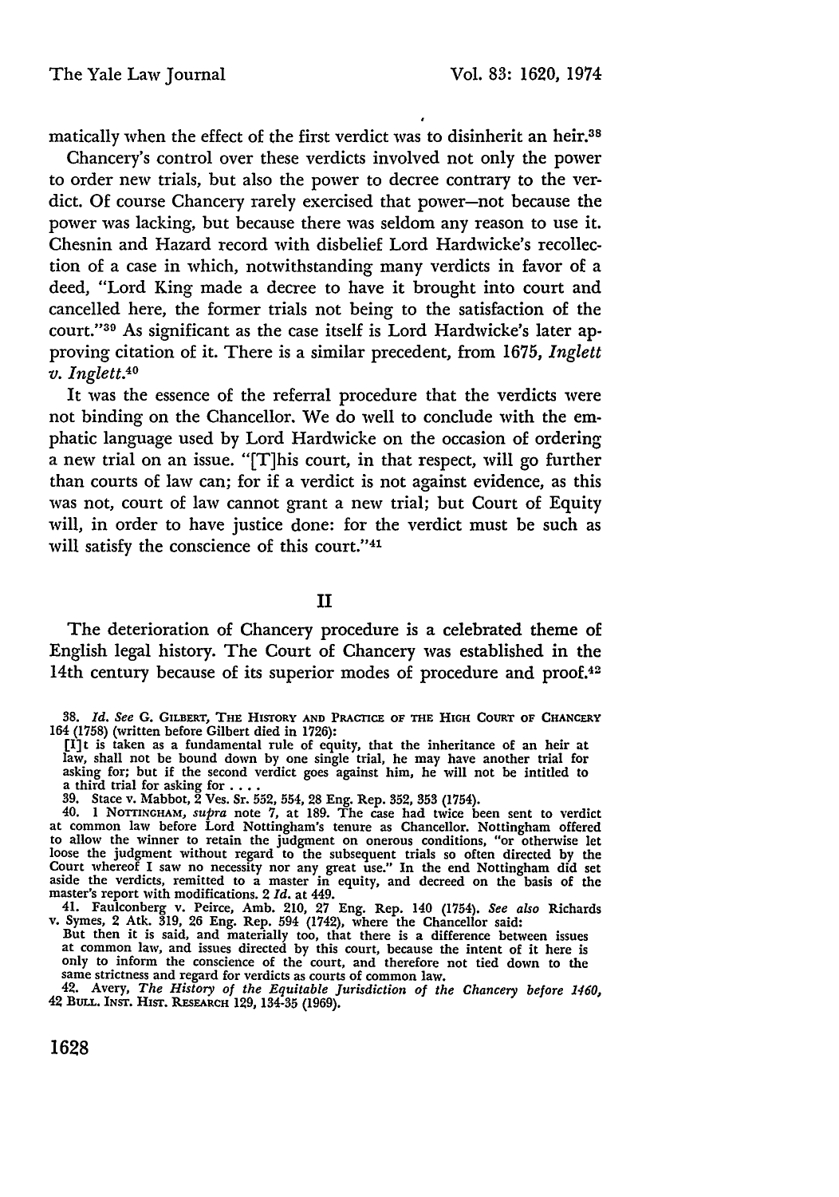matically when the effect of the first verdict was to disinherit an heir.[38]

Chancery's control over these verdicts involved not only the power to order new trials, but also the power to decree contrary to the verdict. Of course Chancery rarely exercised that power—not because the power was lacking, but because there was seldom any reason to use it. Chesnin and Hazard record with disbelief Lord Hardwicke's recollection of a case in which, notwithstanding many verdicts in favor of a deed, "Lord King made a decree to have it brought into court and cancelled here, the former trials not being to the satisfaction of the court."[39] As significant as the case itself is Lord Hardwicke's later approving citation of it. There is a similar precedent, from 1675, *Inglett v. Inglett*.[40]

It was the essence of the referral procedure that the verdicts were not binding on the Chancellor. We do well to conclude with the emphatic language used by Lord Hardwicke on the occasion of ordering a new trial on an issue. "[T]his court, in that respect, will go further than courts of law can; for if a verdict is not against evidence, as this was not, court of law cannot grant a new trial; but Court of Equity will, in order to have justice done: for the verdict must be such as will satisfy the conscience of this court."[41]

## II

The deterioration of Chancery procedure is a celebrated theme of English legal history. The Court of Chancery was established in the 14th century because of its superior modes of procedure and proof.[42]

---

38. *Id. See* G. GILBERT, THE HISTORY AND PRACTICE OF THE HIGH COURT OF CHANCERY 164 (1758) (written before Gilbert died in 1726):

> [I]t is taken as a fundamental rule of equity, that the inheritance of an heir at law, shall not be bound down by one single trial, he may have another trial for asking for; but if the second verdict goes against him, he will not be intitled to a third trial for asking for . . . .

39. Stace v. Mabbot, 2 Ves. Sr. 552, 554, 28 Eng. Rep. 352, 353 (1754).

40. 1 NOTTINGHAM, *supra* note 7, at 189. The case had twice been sent to verdict at common law before Lord Nottingham's tenure as Chancellor. Nottingham offered to allow the winner to retain the judgment on onerous conditions, "or otherwise let loose the judgment without regard to the subsequent trials so often directed by the Court whereof I saw no necessity nor any great use." In the end Nottingham did set aside the verdicts, remitted to a master in equity, and decreed on the basis of the master's report with modifications. 2 *Id.* at 449.

41. Faulconberg v. Peirce, Amb. 210, 27 Eng. Rep. 140 (1754). *See also* Richards v. Symes, 2 Atk. 319, 26 Eng. Rep. 594 (1742), where the Chancellor said:

> But then it is said, and materially too, that there is a difference between issues at common law, and issues directed by this court, because the intent of it here is only to inform the conscience of the court, and therefore not tied down to the same strictness and regard for verdicts as courts of common law.

42. Avery, *The History of the Equitable Jurisdiction of the Chancery before 1460*, 42 BULL. INST. HIST. RESEARCH 129, 134-35 (1969).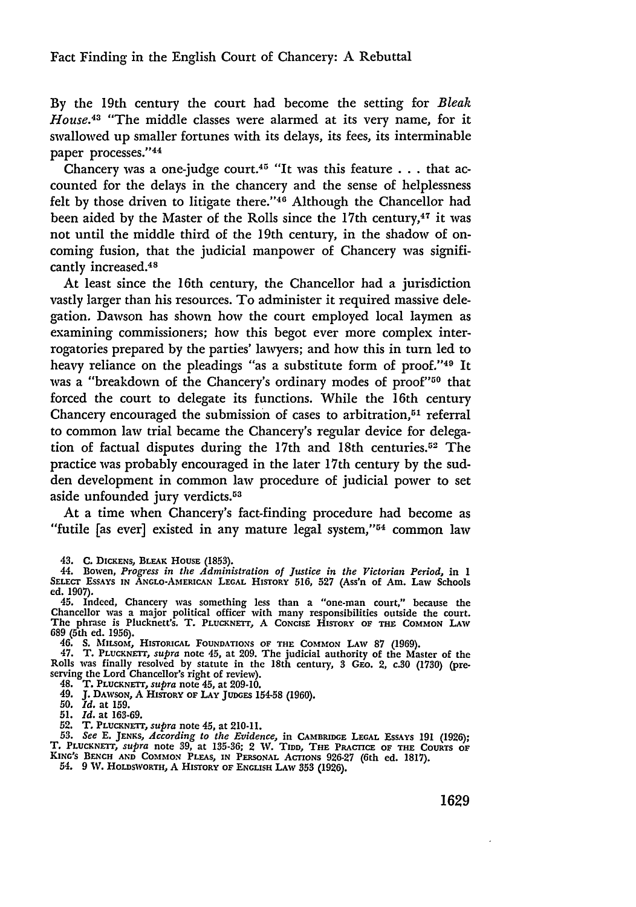By the 19th century the court had become the setting for *Bleak House*.[43] "The middle classes were alarmed at its very name, for it swallowed up smaller fortunes with its delays, its fees, its interminable paper processes."[44]

Chancery was a one-judge court.[45] "It was this feature . . . that accounted for the delays in the chancery and the sense of helplessness felt by those driven to litigate there."[46] Although the Chancellor had been aided by the Master of the Rolls since the 17th century,[47] it was not until the middle third of the 19th century, in the shadow of oncoming fusion, that the judicial manpower of Chancery was significantly increased.[48]

At least since the 16th century, the Chancellor had a jurisdiction vastly larger than his resources. To administer it required massive delegation. Dawson has shown how the court employed local laymen as examining commissioners; how this begot ever more complex interrogatories prepared by the parties' lawyers; and how this in turn led to heavy reliance on the pleadings "as a substitute form of proof."[49] It was a "breakdown of the Chancery's ordinary modes of proof"[50] that forced the court to delegate its functions. While the 16th century Chancery encouraged the submission of cases to arbitration,[51] referral to common law trial became the Chancery's regular device for delegation of factual disputes during the 17th and 18th centuries.[52] The practice was probably encouraged in the later 17th century by the sudden development in common law procedure of judicial power to set aside unfounded jury verdicts.[53]

At a time when Chancery's fact-finding procedure had become as "futile [as ever] existed in any mature legal system,"[54] common law

43. C. Dickens, Bleak House (1853).

44. Bowen, *Progress in the Administration of Justice in the Victorian Period*, in 1 Select Essays in Anglo-American Legal History 516, 527 (Ass'n of Am. Law Schools ed. 1907).

45. Indeed, Chancery was something less than a "one-man court," because the Chancellor was a major political officer with many responsibilities outside the court. The phrase is Plucknett's. T. Plucknett, A Concise History of the Common Law 689 (5th ed. 1956).

46. S. Milsom, Historical Foundations of the Common Law 87 (1969).

47. T. Plucknett, *supra* note 45, at 209. The judicial authority of the Master of the Rolls was finally resolved by statute in the 18th century, 3 Geo. 2, c.30 (1730) (preserving the Lord Chancellor's right of review).

48. T. Plucknett, *supra* note 45, at 209-10.

49. J. Dawson, A History of Lay Judges 154-58 (1960).

50. *Id.* at 159.

51. *Id.* at 163-69.

52. T. Plucknett, *supra* note 45, at 210-11.

53. *See* E. Jenks, *According to the Evidence*, in Cambridge Legal Essays 191 (1926); T. Plucknett, *supra* note 39, at 135-36; 2 W. Tidd, The Practice of the Courts of King's Bench and Common Pleas, in Personal Actions 926-27 (6th ed. 1817).

54. 9 W. Holdsworth, A History of English Law 353 (1926).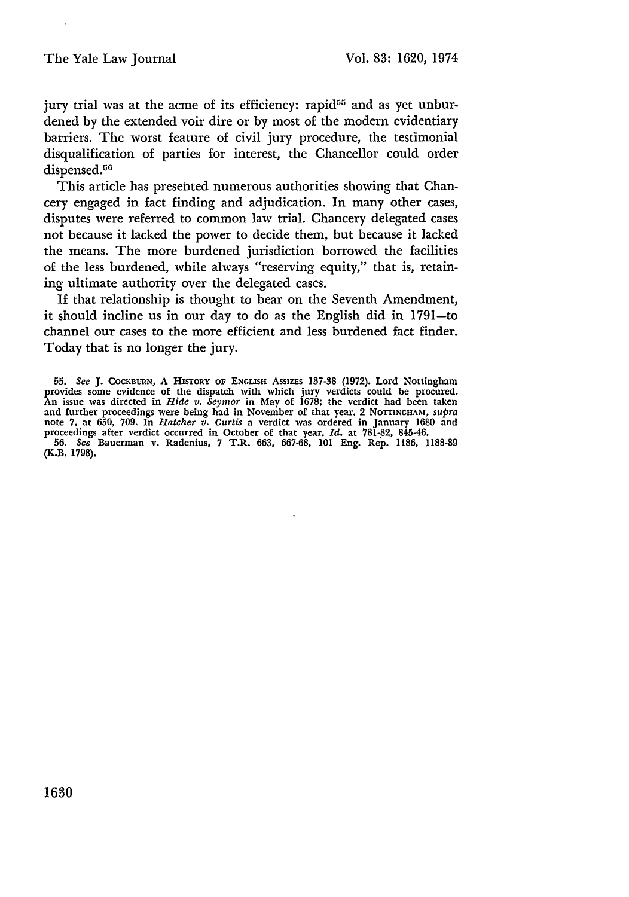jury trial was at the acme of its efficiency: rapid[55] and as yet unburdened by the extended voir dire or by most of the modern evidentiary barriers. The worst feature of civil jury procedure, the testimonial disqualification of parties for interest, the Chancellor could order dispensed.[56]

This article has presented numerous authorities showing that Chancery engaged in fact finding and adjudication. In many other cases, disputes were referred to common law trial. Chancery delegated cases not because it lacked the power to decide them, but because it lacked the means. The more burdened jurisdiction borrowed the facilities of the less burdened, while always "reserving equity," that is, retaining ultimate authority over the delegated cases.

If that relationship is thought to bear on the Seventh Amendment, it should incline us in our day to do as the English did in 1791—to channel our cases to the more efficient and less burdened fact finder. Today that is no longer the jury.

55. *See* J. COCKBURN, A HISTORY OF ENGLISH ASSIZES 137-38 (1972). Lord Nottingham provides some evidence of the dispatch with which jury verdicts could be procured. An issue was directed in *Hide v. Seymor* in May of 1678; the verdict had been taken and further proceedings were being had in November of that year. 2 NOTTINGHAM, *supra* note 7, at 650, 709. In *Hatcher v. Curtis* a verdict was ordered in January 1680 and proceedings after verdict occurred in October of that year. *Id.* at 781-82, 845-46.

56. *See* Bauerman v. Radenius, 7 T.R. 663, 667-68, 101 Eng. Rep. 1186, 1188-89 (K.B. 1798).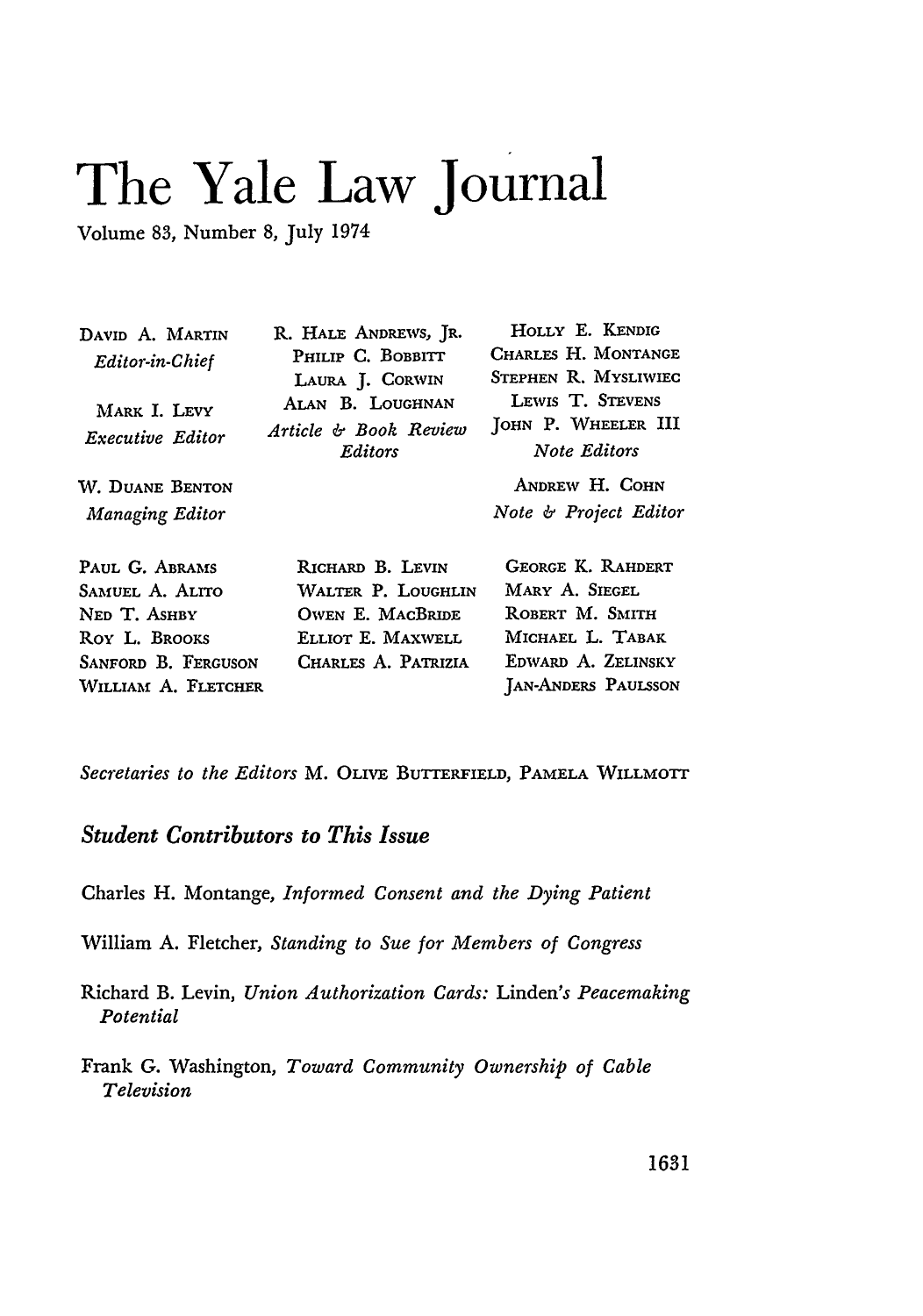# The Yale Law Journal

Volume 83, Number 8, July 1974

DAVID A. MARTIN
*Editor-in-Chief*

MARK I. LEVY
*Executive Editor*

W. DUANE BENTON
*Managing Editor*

R. HALE ANDREWS, JR.
PHILIP C. BOBBITT
LAURA J. CORWIN
ALAN B. LOUGHNAN
*Article & Book Review Editors*

HOLLY E. KENDIG
CHARLES H. MONTANGE
STEPHEN R. MYSLIWIEC
LEWIS T. STEVENS
JOHN P. WHEELER III
*Note Editors*

ANDREW H. COHN
*Note & Project Editor*

PAUL G. ABRAMS
SAMUEL A. ALITO
NED T. ASHBY
ROY L. BROOKS
SANFORD B. FERGUSON
WILLIAM A. FLETCHER
RICHARD B. LEVIN
WALTER P. LOUGHLIN
OWEN E. MACBRIDE
ELLIOT E. MAXWELL
CHARLES A. PATRIZIA
GEORGE K. RAHDERT
MARY A. SIEGEL
ROBERT M. SMITH
MICHAEL L. TABAK
EDWARD A. ZELINSKY
JAN-ANDERS PAULSSON

*Secretaries to the Editors* M. OLIVE BUTTERFIELD, PAMELA WILLMOTT

## *Student Contributors to This Issue*

Charles H. Montange, *Informed Consent and the Dying Patient*

William A. Fletcher, *Standing to Sue for Members of Congress*

Richard B. Levin, *Union Authorization Cards:* Linden's *Peacemaking Potential*

Frank G. Washington, *Toward Community Ownership of Cable Television*